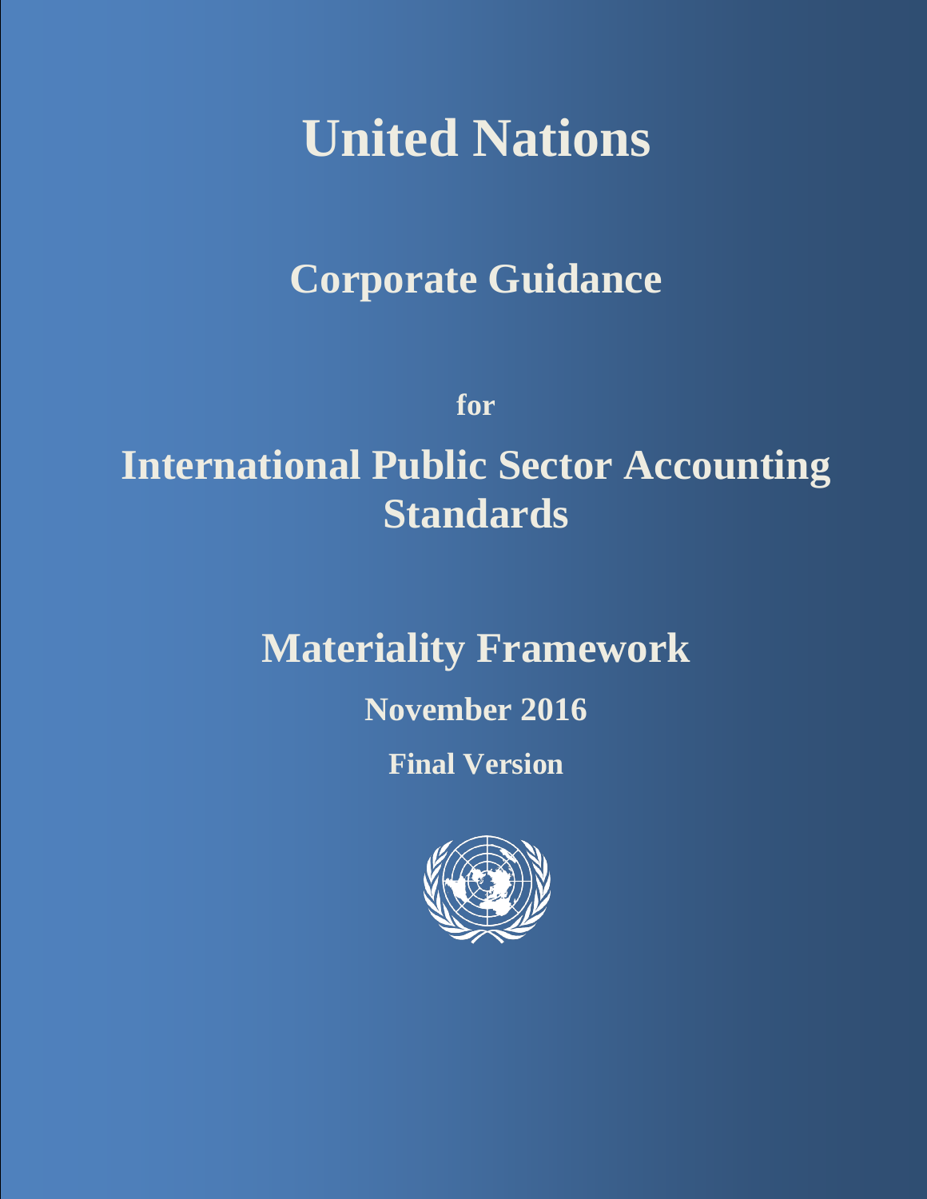# United Nations

## Corporate Guidance

**for**

## International Public Sector Accounting Standards

## Materiality Framework

**November 2016**

**Final Version**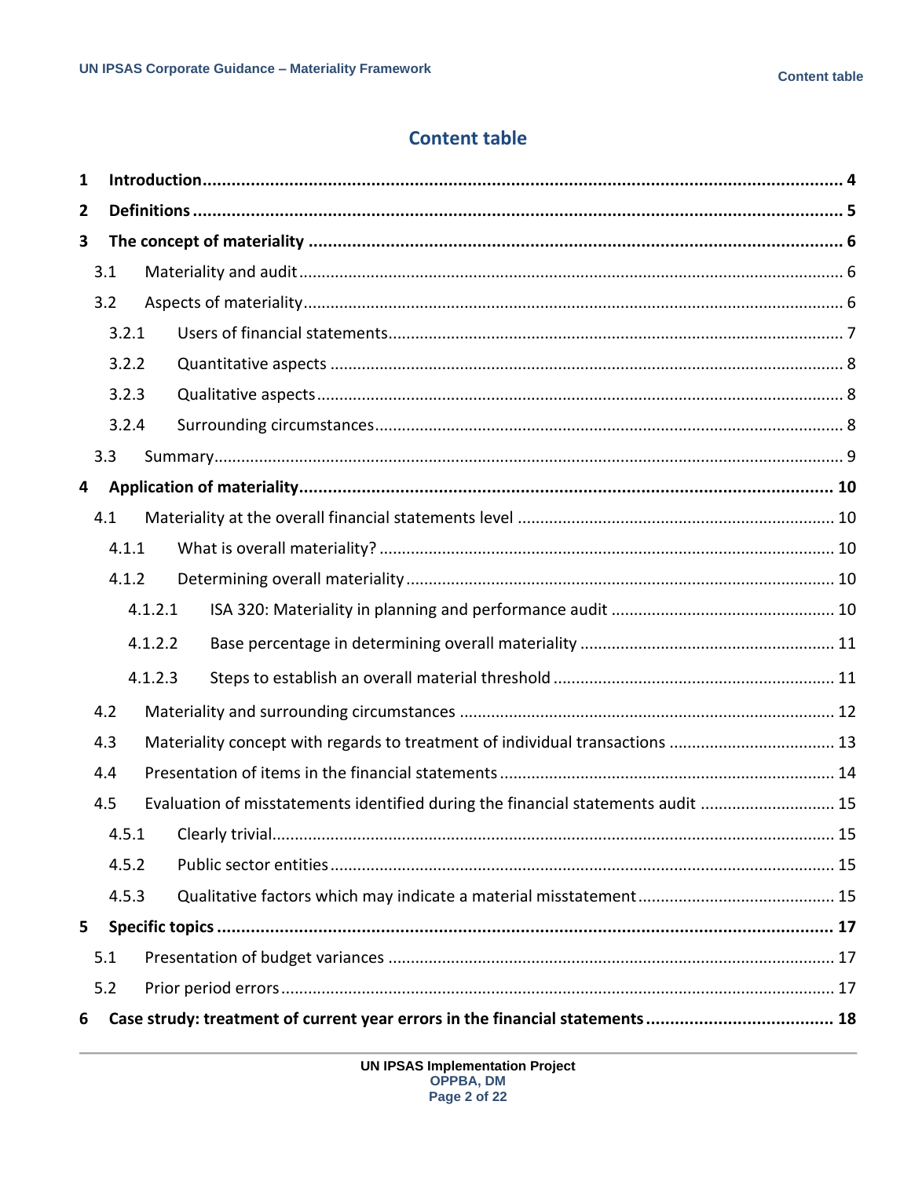# Content table

| | | |
|---|---|---|
| **1** | **Introduction** | **4** |
| **2** | **Definitions** | **5** |
| **3** | **The concept of materiality** | **6** |
| 3.1 | Materiality and audit | 6 |
| 3.2 | Aspects of materiality | 6 |
| 3.2.1 | Users of financial statements | 7 |
| 3.2.2 | Quantitative aspects | 8 |
| 3.2.3 | Qualitative aspects | 8 |
| 3.2.4 | Surrounding circumstances | 8 |
| 3.3 | Summary | 9 |
| **4** | **Application of materiality** | **10** |
| 4.1 | Materiality at the overall financial statements level | 10 |
| 4.1.1 | What is overall materiality? | 10 |
| 4.1.2 | Determining overall materiality | 10 |
| 4.1.2.1 | ISA 320: Materiality in planning and performance audit | 10 |
| 4.1.2.2 | Base percentage in determining overall materiality | 11 |
| 4.1.2.3 | Steps to establish an overall material threshold | 11 |
| 4.2 | Materiality and surrounding circumstances | 12 |
| 4.3 | Materiality concept with regards to treatment of individual transactions | 13 |
| 4.4 | Presentation of items in the financial statements | 14 |
| 4.5 | Evaluation of misstatements identified during the financial statements audit | 15 |
| 4.5.1 | Clearly trivial | 15 |
| 4.5.2 | Public sector entities | 15 |
| 4.5.3 | Qualitative factors which may indicate a material misstatement | 15 |
| **5** | **Specific topics** | **17** |
| 5.1 | Presentation of budget variances | 17 |
| 5.2 | Prior period errors | 17 |
| **6** | **Case strudy: treatment of current year errors in the financial statements** | **18** |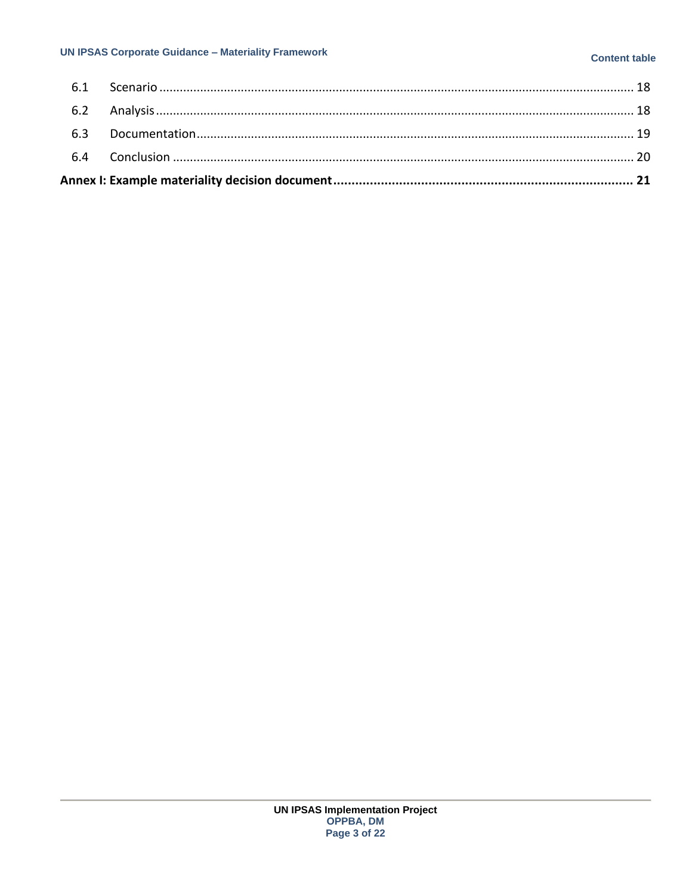6.1 Scenario ........................................................................................................................................ 18

6.2 Analysis .......................................................................................................................................... 18

6.3 Documentation ............................................................................................................................... 19

6.4 Conclusion ...................................................................................................................................... 20

**Annex I: Example materiality decision document ............................................................................ 21**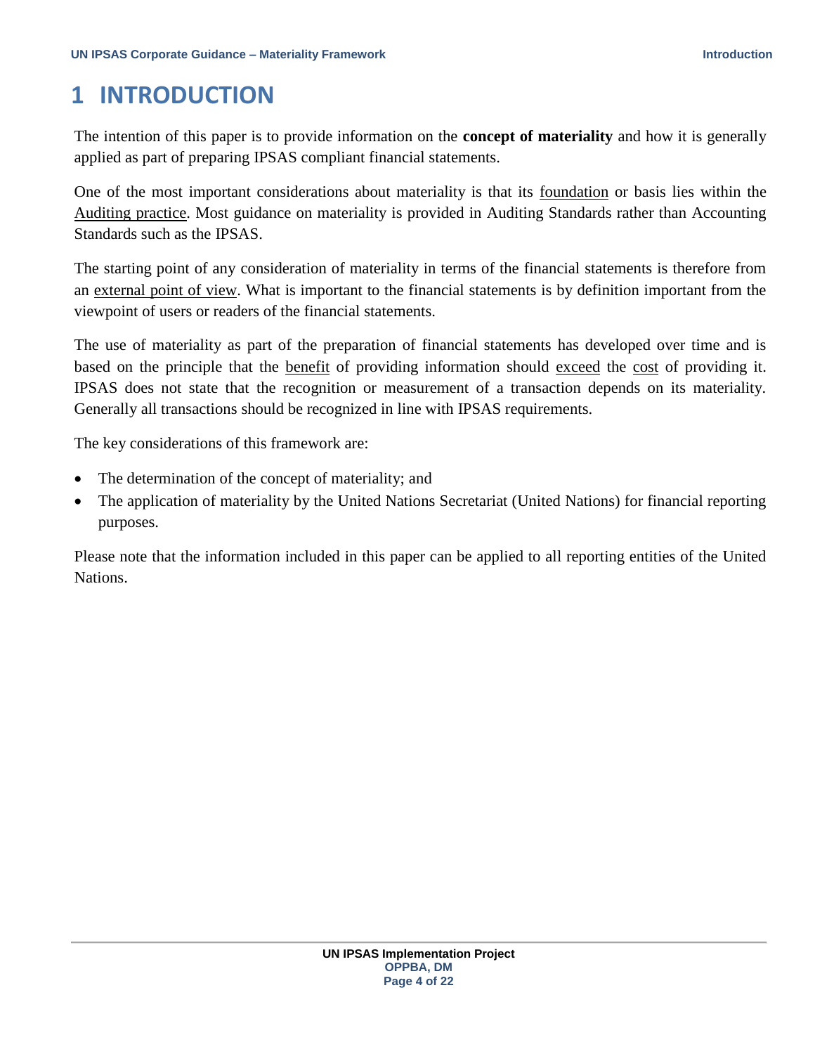# 1 INTRODUCTION

The intention of this paper is to provide information on the **concept of materiality** and how it is generally applied as part of preparing IPSAS compliant financial statements.

One of the most important considerations about materiality is that its <u>foundation</u> or basis lies within the <u>Auditing practice</u>. Most guidance on materiality is provided in Auditing Standards rather than Accounting Standards such as the IPSAS.

The starting point of any consideration of materiality in terms of the financial statements is therefore from an <u>external point of view</u>. What is important to the financial statements is by definition important from the viewpoint of users or readers of the financial statements.

The use of materiality as part of the preparation of financial statements has developed over time and is based on the principle that the <u>benefit</u> of providing information should <u>exceed</u> the <u>cost</u> of providing it. IPSAS does not state that the recognition or measurement of a transaction depends on its materiality. Generally all transactions should be recognized in line with IPSAS requirements.

The key considerations of this framework are:

- The determination of the concept of materiality; and
- The application of materiality by the United Nations Secretariat (United Nations) for financial reporting purposes.

Please note that the information included in this paper can be applied to all reporting entities of the United Nations.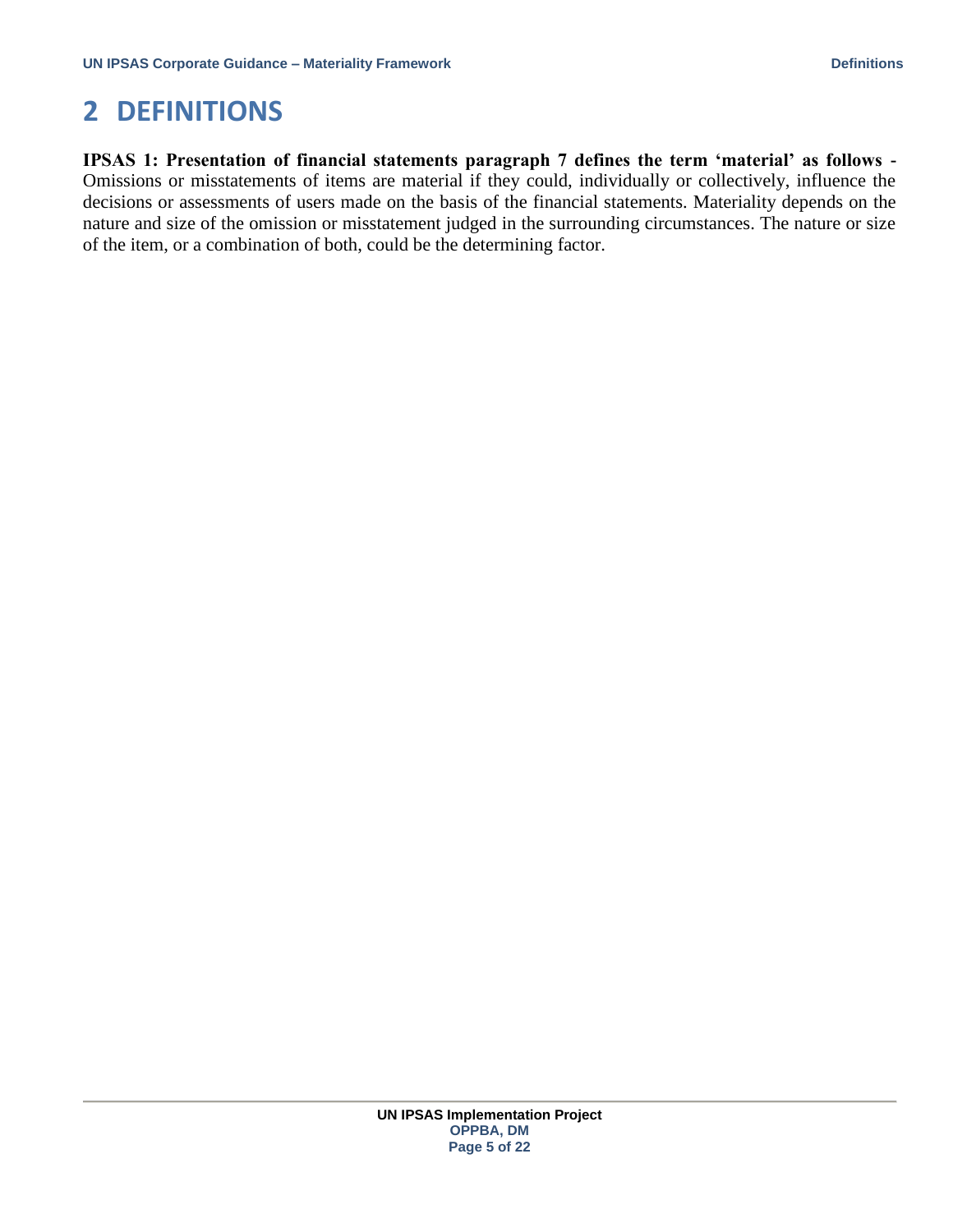# 2 DEFINITIONS

**IPSAS 1: Presentation of financial statements paragraph 7 defines the term 'material' as follows -** Omissions or misstatements of items are material if they could, individually or collectively, influence the decisions or assessments of users made on the basis of the financial statements. Materiality depends on the nature and size of the omission or misstatement judged in the surrounding circumstances. The nature or size of the item, or a combination of both, could be the determining factor.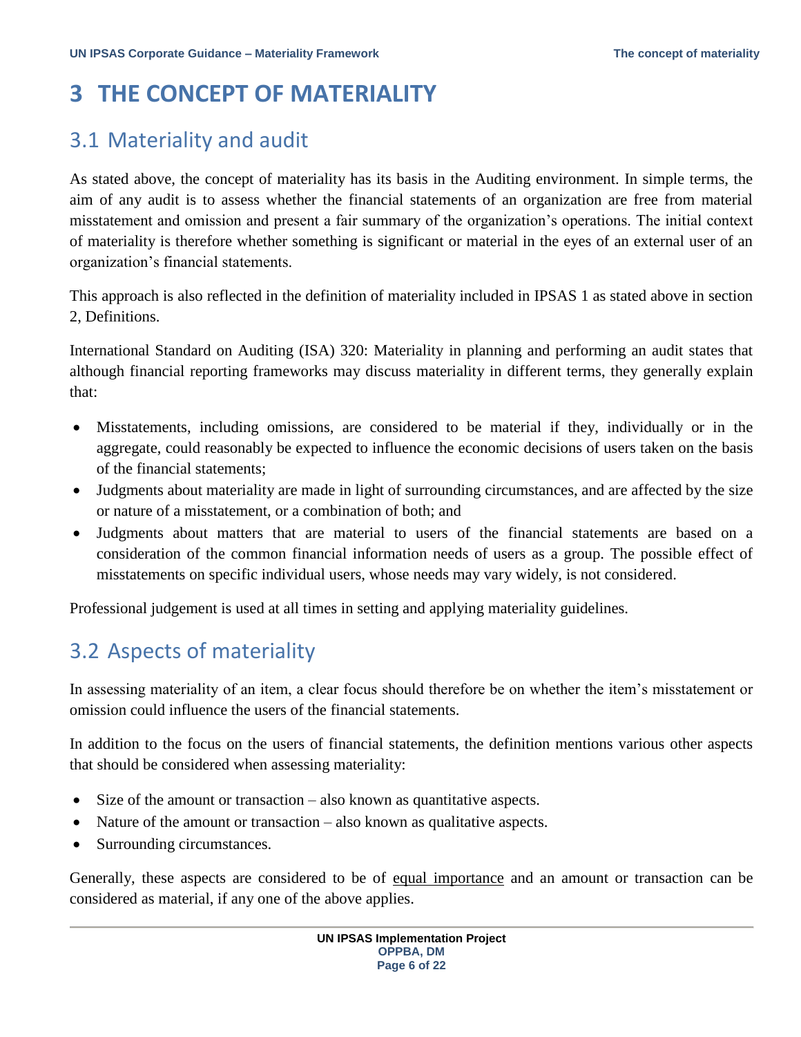# 3 THE CONCEPT OF MATERIALITY

## 3.1 Materiality and audit

As stated above, the concept of materiality has its basis in the Auditing environment. In simple terms, the aim of any audit is to assess whether the financial statements of an organization are free from material misstatement and omission and present a fair summary of the organization's operations. The initial context of materiality is therefore whether something is significant or material in the eyes of an external user of an organization's financial statements.

This approach is also reflected in the definition of materiality included in IPSAS 1 as stated above in section 2, Definitions.

International Standard on Auditing (ISA) 320: Materiality in planning and performing an audit states that although financial reporting frameworks may discuss materiality in different terms, they generally explain that:

- Misstatements, including omissions, are considered to be material if they, individually or in the aggregate, could reasonably be expected to influence the economic decisions of users taken on the basis of the financial statements;
- Judgments about materiality are made in light of surrounding circumstances, and are affected by the size or nature of a misstatement, or a combination of both; and
- Judgments about matters that are material to users of the financial statements are based on a consideration of the common financial information needs of users as a group. The possible effect of misstatements on specific individual users, whose needs may vary widely, is not considered.

Professional judgement is used at all times in setting and applying materiality guidelines.

## 3.2 Aspects of materiality

In assessing materiality of an item, a clear focus should therefore be on whether the item's misstatement or omission could influence the users of the financial statements.

In addition to the focus on the users of financial statements, the definition mentions various other aspects that should be considered when assessing materiality:

- Size of the amount or transaction – also known as quantitative aspects.
- Nature of the amount or transaction – also known as qualitative aspects.
- Surrounding circumstances.

Generally, these aspects are considered to be of <u>equal importance</u> and an amount or transaction can be considered as material, if any one of the above applies.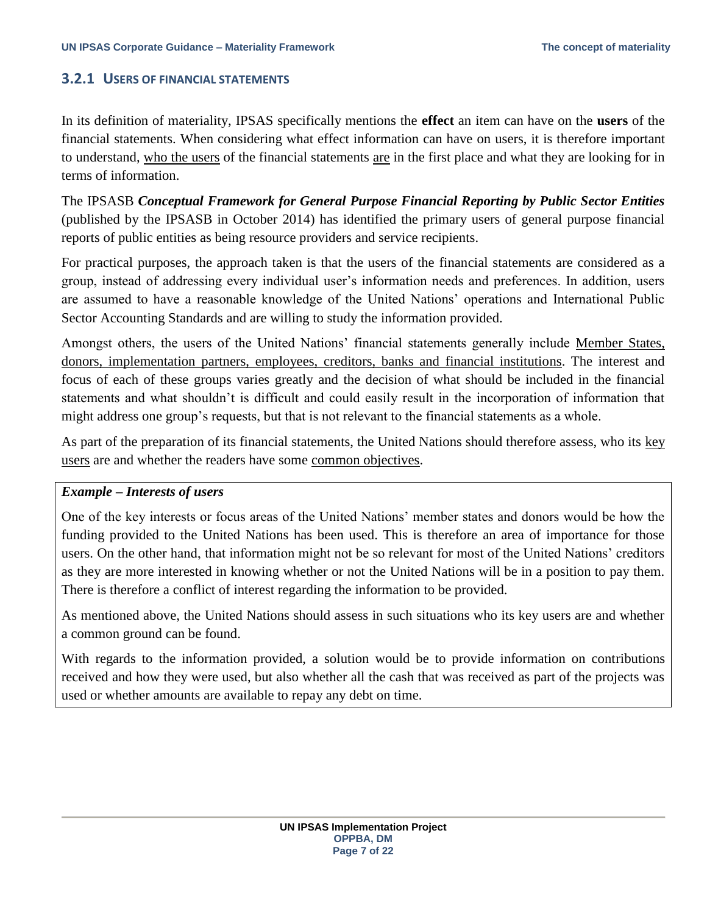### 3.2.1 USERS OF FINANCIAL STATEMENTS

In its definition of materiality, IPSAS specifically mentions the **effect** an item can have on the **users** of the financial statements. When considering what effect information can have on users, it is therefore important to understand, who the users of the financial statements are in the first place and what they are looking for in terms of information.

The IPSASB ***Conceptual Framework for General Purpose Financial Reporting by Public Sector Entities*** (published by the IPSASB in October 2014) has identified the primary users of general purpose financial reports of public entities as being resource providers and service recipients.

For practical purposes, the approach taken is that the users of the financial statements are considered as a group, instead of addressing every individual user's information needs and preferences. In addition, users are assumed to have a reasonable knowledge of the United Nations' operations and International Public Sector Accounting Standards and are willing to study the information provided.

Amongst others, the users of the United Nations' financial statements generally include Member States, donors, implementation partners, employees, creditors, banks and financial institutions. The interest and focus of each of these groups varies greatly and the decision of what should be included in the financial statements and what shouldn't is difficult and could easily result in the incorporation of information that might address one group's requests, but that is not relevant to the financial statements as a whole.

As part of the preparation of its financial statements, the United Nations should therefore assess, who its key users are and whether the readers have some common objectives.

***Example – Interests of users***

One of the key interests or focus areas of the United Nations' member states and donors would be how the funding provided to the United Nations has been used. This is therefore an area of importance for those users. On the other hand, that information might not be so relevant for most of the United Nations' creditors as they are more interested in knowing whether or not the United Nations will be in a position to pay them. There is therefore a conflict of interest regarding the information to be provided.

As mentioned above, the United Nations should assess in such situations who its key users are and whether a common ground can be found.

With regards to the information provided, a solution would be to provide information on contributions received and how they were used, but also whether all the cash that was received as part of the projects was used or whether amounts are available to repay any debt on time.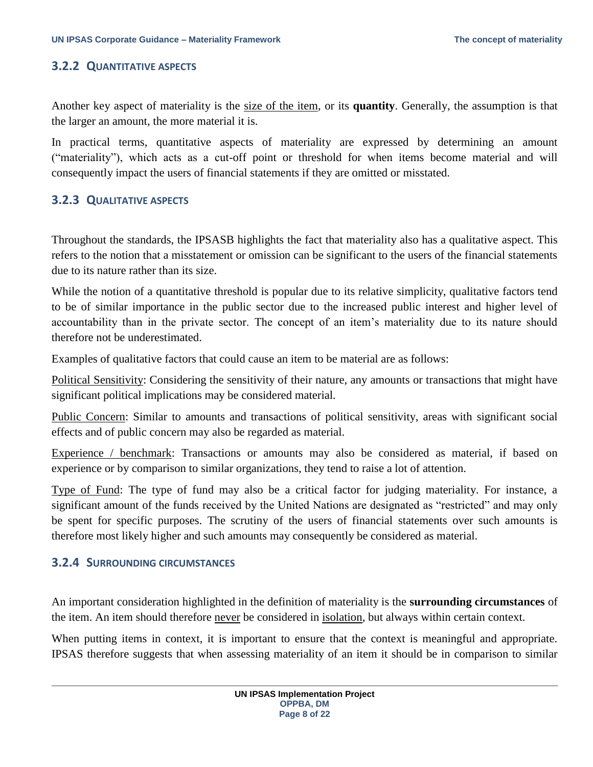### 3.2.2 Quantitative aspects

Another key aspect of materiality is the size of the item, or its **quantity**. Generally, the assumption is that the larger an amount, the more material it is.

In practical terms, quantitative aspects of materiality are expressed by determining an amount ("materiality"), which acts as a cut-off point or threshold for when items become material and will consequently impact the users of financial statements if they are omitted or misstated.

### 3.2.3 Qualitative aspects

Throughout the standards, the IPSASB highlights the fact that materiality also has a qualitative aspect. This refers to the notion that a misstatement or omission can be significant to the users of the financial statements due to its nature rather than its size.

While the notion of a quantitative threshold is popular due to its relative simplicity, qualitative factors tend to be of similar importance in the public sector due to the increased public interest and higher level of accountability than in the private sector. The concept of an item's materiality due to its nature should therefore not be underestimated.

Examples of qualitative factors that could cause an item to be material are as follows:

Political Sensitivity: Considering the sensitivity of their nature, any amounts or transactions that might have significant political implications may be considered material.

Public Concern: Similar to amounts and transactions of political sensitivity, areas with significant social effects and of public concern may also be regarded as material.

Experience / benchmark: Transactions or amounts may also be considered as material, if based on experience or by comparison to similar organizations, they tend to raise a lot of attention.

Type of Fund: The type of fund may also be a critical factor for judging materiality. For instance, a significant amount of the funds received by the United Nations are designated as "restricted" and may only be spent for specific purposes. The scrutiny of the users of financial statements over such amounts is therefore most likely higher and such amounts may consequently be considered as material.

### 3.2.4 Surrounding circumstances

An important consideration highlighted in the definition of materiality is the **surrounding circumstances** of the item. An item should therefore never be considered in isolation, but always within certain context.

When putting items in context, it is important to ensure that the context is meaningful and appropriate. IPSAS therefore suggests that when assessing materiality of an item it should be in comparison to similar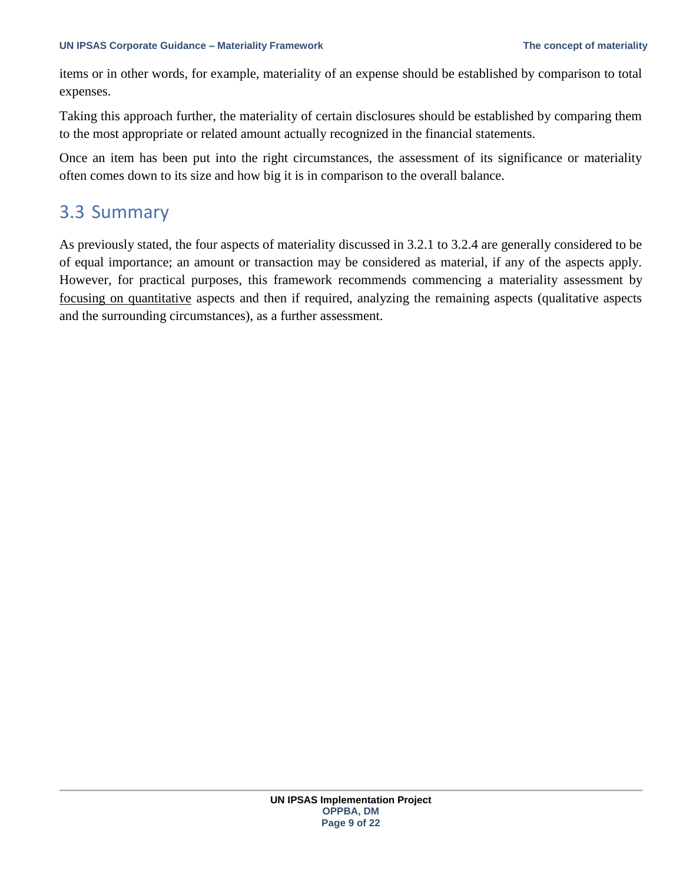items or in other words, for example, materiality of an expense should be established by comparison to total expenses.

Taking this approach further, the materiality of certain disclosures should be established by comparing them to the most appropriate or related amount actually recognized in the financial statements.

Once an item has been put into the right circumstances, the assessment of its significance or materiality often comes down to its size and how big it is in comparison to the overall balance.

## 3.3 Summary

As previously stated, the four aspects of materiality discussed in 3.2.1 to 3.2.4 are generally considered to be of equal importance; an amount or transaction may be considered as material, if any of the aspects apply. However, for practical purposes, this framework recommends commencing a materiality assessment by <u>focusing on quantitative</u> aspects and then if required, analyzing the remaining aspects (qualitative aspects and the surrounding circumstances), as a further assessment.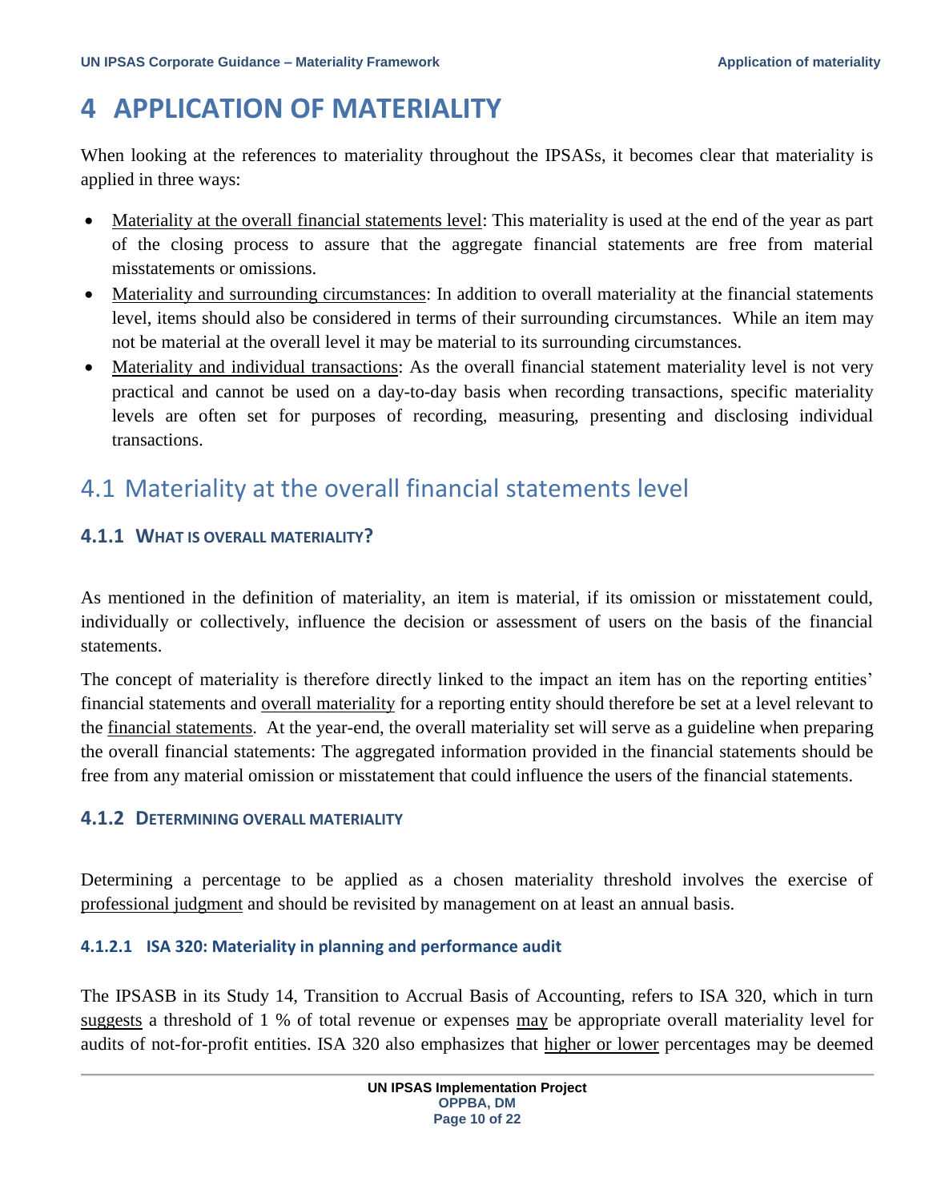# 4 APPLICATION OF MATERIALITY

When looking at the references to materiality throughout the IPSASs, it becomes clear that materiality is applied in three ways:

- Materiality at the overall financial statements level: This materiality is used at the end of the year as part of the closing process to assure that the aggregate financial statements are free from material misstatements or omissions.
- Materiality and surrounding circumstances: In addition to overall materiality at the financial statements level, items should also be considered in terms of their surrounding circumstances. While an item may not be material at the overall level it may be material to its surrounding circumstances.
- Materiality and individual transactions: As the overall financial statement materiality level is not very practical and cannot be used on a day-to-day basis when recording transactions, specific materiality levels are often set for purposes of recording, measuring, presenting and disclosing individual transactions.

## 4.1 Materiality at the overall financial statements level

### 4.1.1 WHAT IS OVERALL MATERIALITY?

As mentioned in the definition of materiality, an item is material, if its omission or misstatement could, individually or collectively, influence the decision or assessment of users on the basis of the financial statements.

The concept of materiality is therefore directly linked to the impact an item has on the reporting entities' financial statements and overall materiality for a reporting entity should therefore be set at a level relevant to the financial statements. At the year-end, the overall materiality set will serve as a guideline when preparing the overall financial statements: The aggregated information provided in the financial statements should be free from any material omission or misstatement that could influence the users of the financial statements.

### 4.1.2 DETERMINING OVERALL MATERIALITY

Determining a percentage to be applied as a chosen materiality threshold involves the exercise of professional judgment and should be revisited by management on at least an annual basis.

#### 4.1.2.1 ISA 320: Materiality in planning and performance audit

The IPSASB in its Study 14, Transition to Accrual Basis of Accounting, refers to ISA 320, which in turn suggests a threshold of 1 % of total revenue or expenses may be appropriate overall materiality level for audits of not-for-profit entities. ISA 320 also emphasizes that higher or lower percentages may be deemed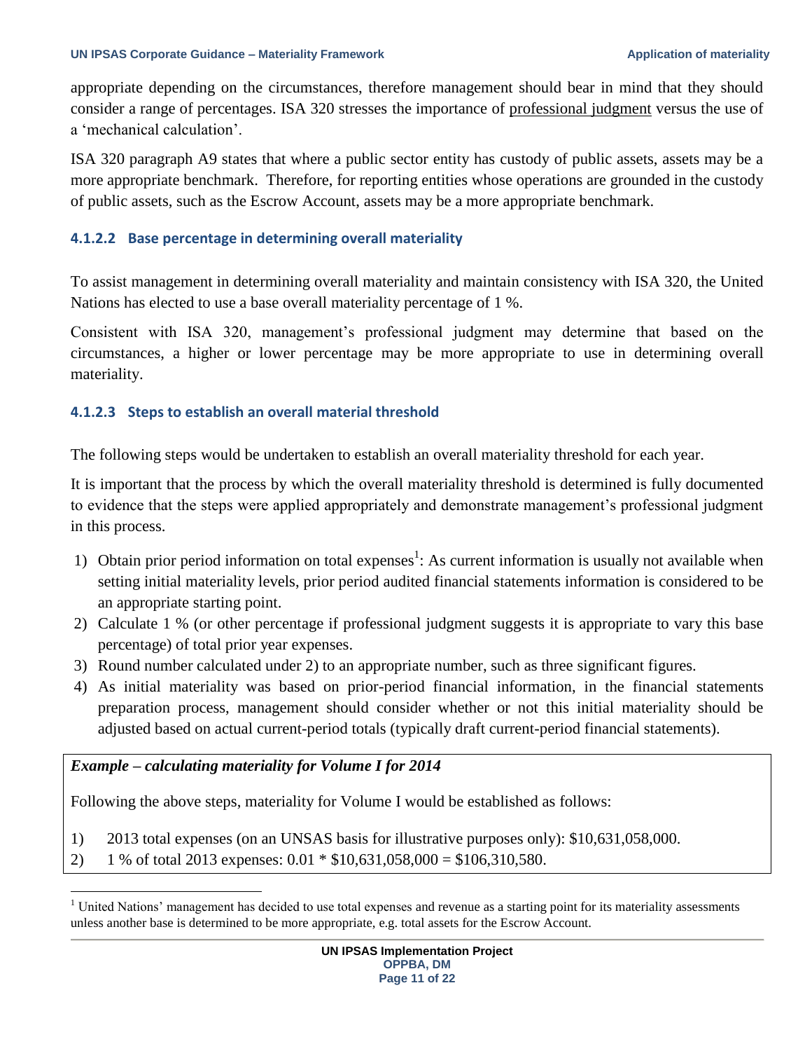appropriate depending on the circumstances, therefore management should bear in mind that they should consider a range of percentages. ISA 320 stresses the importance of professional judgment versus the use of a 'mechanical calculation'.

ISA 320 paragraph A9 states that where a public sector entity has custody of public assets, assets may be a more appropriate benchmark. Therefore, for reporting entities whose operations are grounded in the custody of public assets, such as the Escrow Account, assets may be a more appropriate benchmark.

#### 4.1.2.2 Base percentage in determining overall materiality

To assist management in determining overall materiality and maintain consistency with ISA 320, the United Nations has elected to use a base overall materiality percentage of 1 %.

Consistent with ISA 320, management's professional judgment may determine that based on the circumstances, a higher or lower percentage may be more appropriate to use in determining overall materiality.

#### 4.1.2.3 Steps to establish an overall material threshold

The following steps would be undertaken to establish an overall materiality threshold for each year.

It is important that the process by which the overall materiality threshold is determined is fully documented to evidence that the steps were applied appropriately and demonstrate management's professional judgment in this process.

1) Obtain prior period information on total expenses[1]: As current information is usually not available when setting initial materiality levels, prior period audited financial statements information is considered to be an appropriate starting point.
2) Calculate 1 % (or other percentage if professional judgment suggests it is appropriate to vary this base percentage) of total prior year expenses.
3) Round number calculated under 2) to an appropriate number, such as three significant figures.
4) As initial materiality was based on prior-period financial information, in the financial statements preparation process, management should consider whether or not this initial materiality should be adjusted based on actual current-period totals (typically draft current-period financial statements).

***Example – calculating materiality for Volume I for 2014***

Following the above steps, materiality for Volume I would be established as follows:

1) 2013 total expenses (on an UNSAS basis for illustrative purposes only): $10,631,058,000.
2) 1 % of total 2013 expenses: 0.01 * $10,631,058,000 = $106,310,580.

[1] United Nations' management has decided to use total expenses and revenue as a starting point for its materiality assessments unless another base is determined to be more appropriate, e.g. total assets for the Escrow Account.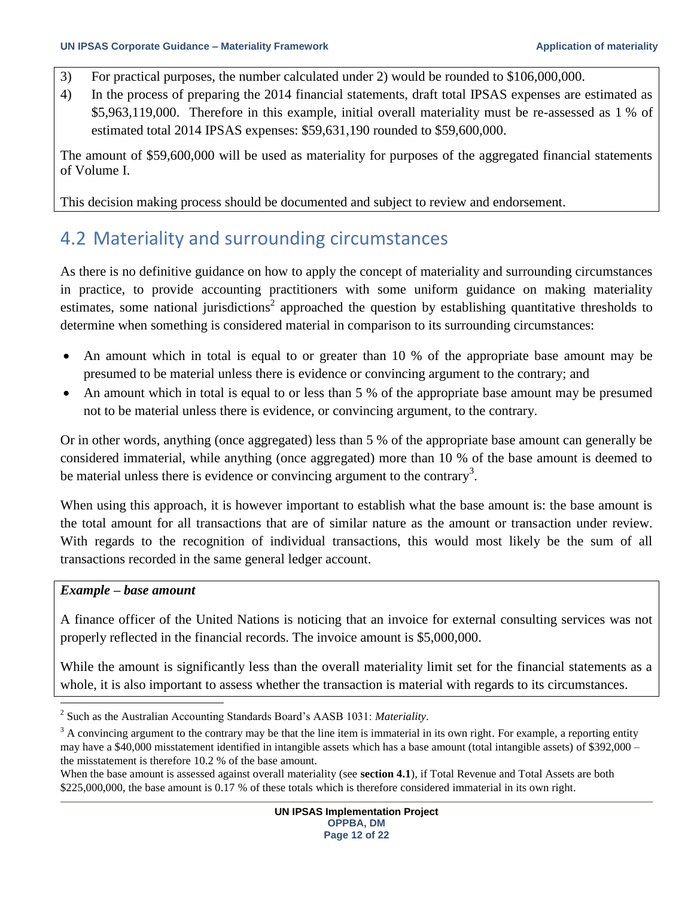3) For practical purposes, the number calculated under 2) would be rounded to $106,000,000.
4) In the process of preparing the 2014 financial statements, draft total IPSAS expenses are estimated as $5,963,119,000. Therefore in this example, initial overall materiality must be re-assessed as 1 % of estimated total 2014 IPSAS expenses: $59,631,190 rounded to $59,600,000.

The amount of $59,600,000 will be used as materiality for purposes of the aggregated financial statements of Volume I.

This decision making process should be documented and subject to review and endorsement.

## 4.2 Materiality and surrounding circumstances

As there is no definitive guidance on how to apply the concept of materiality and surrounding circumstances in practice, to provide accounting practitioners with some uniform guidance on making materiality estimates, some national jurisdictions[2] approached the question by establishing quantitative thresholds to determine when something is considered material in comparison to its surrounding circumstances:

- An amount which in total is equal to or greater than 10 % of the appropriate base amount may be presumed to be material unless there is evidence or convincing argument to the contrary; and
- An amount which in total is equal to or less than 5 % of the appropriate base amount may be presumed not to be material unless there is evidence, or convincing argument, to the contrary.

Or in other words, anything (once aggregated) less than 5 % of the appropriate base amount can generally be considered immaterial, while anything (once aggregated) more than 10 % of the base amount is deemed to be material unless there is evidence or convincing argument to the contrary[3].

When using this approach, it is however important to establish what the base amount is: the base amount is the total amount for all transactions that are of similar nature as the amount or transaction under review. With regards to the recognition of individual transactions, this would most likely be the sum of all transactions recorded in the same general ledger account.

***Example – base amount***

A finance officer of the United Nations is noticing that an invoice for external consulting services was not properly reflected in the financial records. The invoice amount is $5,000,000.

While the amount is significantly less than the overall materiality limit set for the financial statements as a whole, it is also important to assess whether the transaction is material with regards to its circumstances.

---

[2] Such as the Australian Accounting Standards Board's AASB 1031: *Materiality*.

[3] A convincing argument to the contrary may be that the line item is immaterial in its own right. For example, a reporting entity may have a $40,000 misstatement identified in intangible assets which has a base amount (total intangible assets) of $392,000 – the misstatement is therefore 10.2 % of the base amount.
When the base amount is assessed against overall materiality (see **section 4.1**), if Total Revenue and Total Assets are both $225,000,000, the base amount is 0.17 % of these totals which is therefore considered immaterial in its own right.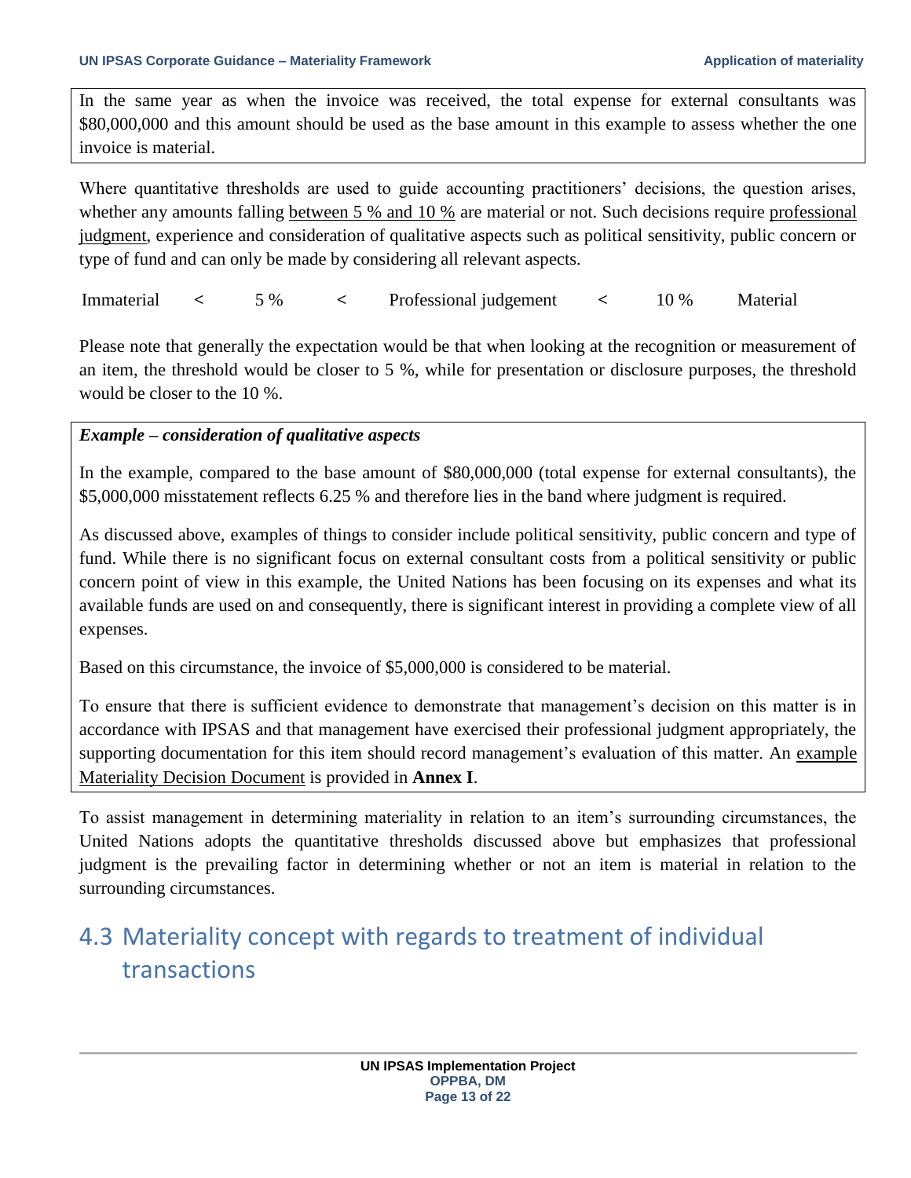In the same year as when the invoice was received, the total expense for external consultants was \$80,000,000 and this amount should be used as the base amount in this example to assess whether the one invoice is material.

Where quantitative thresholds are used to guide accounting practitioners' decisions, the question arises, whether any amounts falling between 5 % and 10 % are material or not. Such decisions require professional judgment, experience and consideration of qualitative aspects such as political sensitivity, public concern or type of fund and can only be made by considering all relevant aspects.

Immaterial < 5 % < Professional judgement < 10 % Material

Please note that generally the expectation would be that when looking at the recognition or measurement of an item, the threshold would be closer to 5 %, while for presentation or disclosure purposes, the threshold would be closer to the 10 %.

***Example – consideration of qualitative aspects***

In the example, compared to the base amount of \$80,000,000 (total expense for external consultants), the \$5,000,000 misstatement reflects 6.25 % and therefore lies in the band where judgment is required.

As discussed above, examples of things to consider include political sensitivity, public concern and type of fund. While there is no significant focus on external consultant costs from a political sensitivity or public concern point of view in this example, the United Nations has been focusing on its expenses and what its available funds are used on and consequently, there is significant interest in providing a complete view of all expenses.

Based on this circumstance, the invoice of \$5,000,000 is considered to be material.

To ensure that there is sufficient evidence to demonstrate that management's decision on this matter is in accordance with IPSAS and that management have exercised their professional judgment appropriately, the supporting documentation for this item should record management's evaluation of this matter. An example Materiality Decision Document is provided in **Annex I**.

To assist management in determining materiality in relation to an item's surrounding circumstances, the United Nations adopts the quantitative thresholds discussed above but emphasizes that professional judgment is the prevailing factor in determining whether or not an item is material in relation to the surrounding circumstances.

## 4.3 Materiality concept with regards to treatment of individual transactions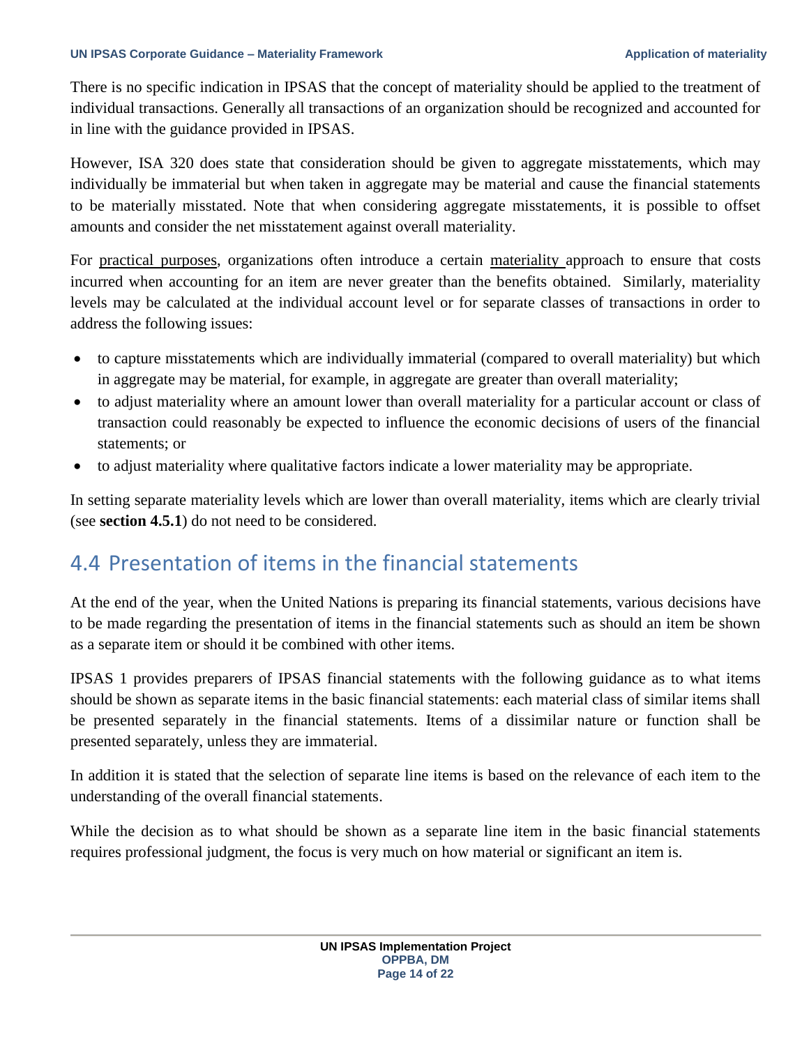There is no specific indication in IPSAS that the concept of materiality should be applied to the treatment of individual transactions. Generally all transactions of an organization should be recognized and accounted for in line with the guidance provided in IPSAS.

However, ISA 320 does state that consideration should be given to aggregate misstatements, which may individually be immaterial but when taken in aggregate may be material and cause the financial statements to be materially misstated. Note that when considering aggregate misstatements, it is possible to offset amounts and consider the net misstatement against overall materiality.

For practical purposes, organizations often introduce a certain materiality approach to ensure that costs incurred when accounting for an item are never greater than the benefits obtained. Similarly, materiality levels may be calculated at the individual account level or for separate classes of transactions in order to address the following issues:

- to capture misstatements which are individually immaterial (compared to overall materiality) but which in aggregate may be material, for example, in aggregate are greater than overall materiality;
- to adjust materiality where an amount lower than overall materiality for a particular account or class of transaction could reasonably be expected to influence the economic decisions of users of the financial statements; or
- to adjust materiality where qualitative factors indicate a lower materiality may be appropriate.

In setting separate materiality levels which are lower than overall materiality, items which are clearly trivial (see **section 4.5.1**) do not need to be considered.

## 4.4 Presentation of items in the financial statements

At the end of the year, when the United Nations is preparing its financial statements, various decisions have to be made regarding the presentation of items in the financial statements such as should an item be shown as a separate item or should it be combined with other items.

IPSAS 1 provides preparers of IPSAS financial statements with the following guidance as to what items should be shown as separate items in the basic financial statements: each material class of similar items shall be presented separately in the financial statements. Items of a dissimilar nature or function shall be presented separately, unless they are immaterial.

In addition it is stated that the selection of separate line items is based on the relevance of each item to the understanding of the overall financial statements.

While the decision as to what should be shown as a separate line item in the basic financial statements requires professional judgment, the focus is very much on how material or significant an item is.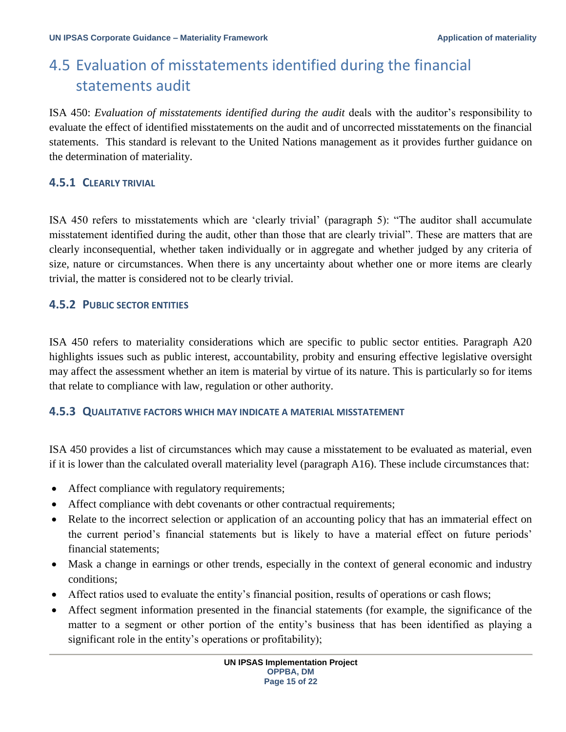## 4.5 Evaluation of misstatements identified during the financial statements audit

ISA 450: *Evaluation of misstatements identified during the audit* deals with the auditor's responsibility to evaluate the effect of identified misstatements on the audit and of uncorrected misstatements on the financial statements. This standard is relevant to the United Nations management as it provides further guidance on the determination of materiality.

### 4.5.1 Clearly trivial

ISA 450 refers to misstatements which are 'clearly trivial' (paragraph 5): "The auditor shall accumulate misstatement identified during the audit, other than those that are clearly trivial". These are matters that are clearly inconsequential, whether taken individually or in aggregate and whether judged by any criteria of size, nature or circumstances. When there is any uncertainty about whether one or more items are clearly trivial, the matter is considered not to be clearly trivial.

### 4.5.2 Public sector entities

ISA 450 refers to materiality considerations which are specific to public sector entities. Paragraph A20 highlights issues such as public interest, accountability, probity and ensuring effective legislative oversight may affect the assessment whether an item is material by virtue of its nature. This is particularly so for items that relate to compliance with law, regulation or other authority.

### 4.5.3 Qualitative factors which may indicate a material misstatement

ISA 450 provides a list of circumstances which may cause a misstatement to be evaluated as material, even if it is lower than the calculated overall materiality level (paragraph A16). These include circumstances that:

- Affect compliance with regulatory requirements;
- Affect compliance with debt covenants or other contractual requirements;
- Relate to the incorrect selection or application of an accounting policy that has an immaterial effect on the current period's financial statements but is likely to have a material effect on future periods' financial statements;
- Mask a change in earnings or other trends, especially in the context of general economic and industry conditions;
- Affect ratios used to evaluate the entity's financial position, results of operations or cash flows;
- Affect segment information presented in the financial statements (for example, the significance of the matter to a segment or other portion of the entity's business that has been identified as playing a significant role in the entity's operations or profitability);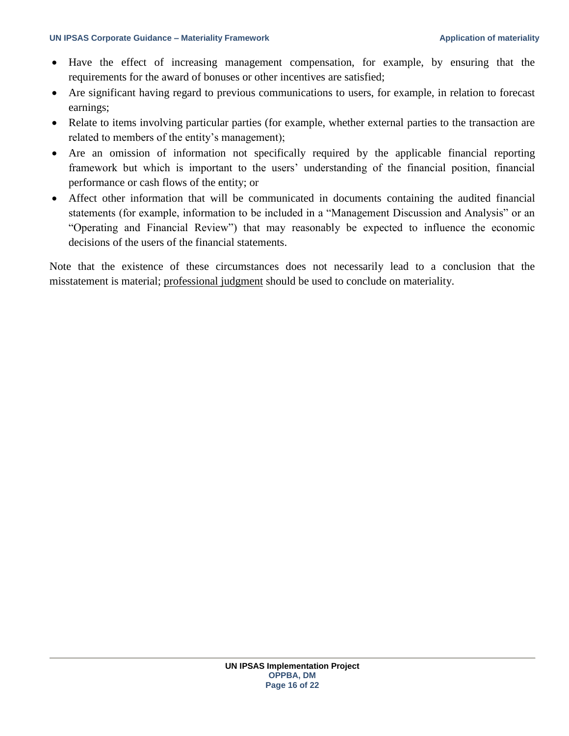- Have the effect of increasing management compensation, for example, by ensuring that the requirements for the award of bonuses or other incentives are satisfied;
- Are significant having regard to previous communications to users, for example, in relation to forecast earnings;
- Relate to items involving particular parties (for example, whether external parties to the transaction are related to members of the entity's management);
- Are an omission of information not specifically required by the applicable financial reporting framework but which is important to the users' understanding of the financial position, financial performance or cash flows of the entity; or
- Affect other information that will be communicated in documents containing the audited financial statements (for example, information to be included in a "Management Discussion and Analysis" or an "Operating and Financial Review") that may reasonably be expected to influence the economic decisions of the users of the financial statements.

Note that the existence of these circumstances does not necessarily lead to a conclusion that the misstatement is material; professional judgment should be used to conclude on materiality.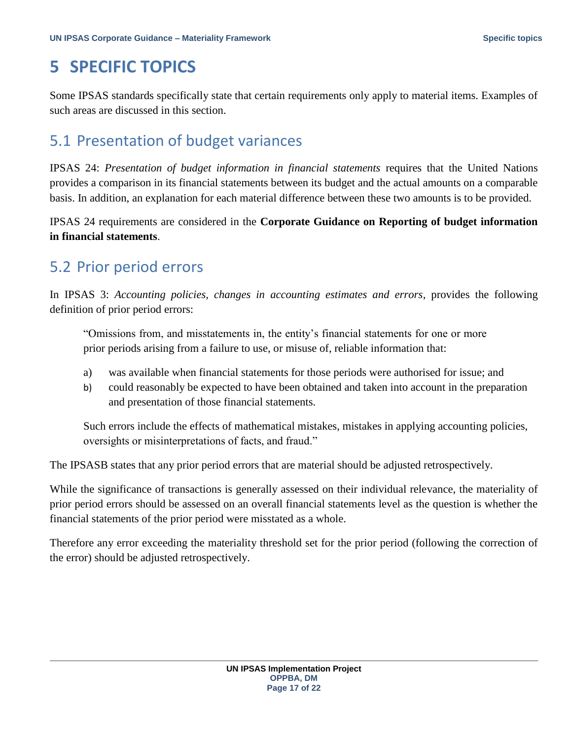# 5 SPECIFIC TOPICS

Some IPSAS standards specifically state that certain requirements only apply to material items. Examples of such areas are discussed in this section.

## 5.1 Presentation of budget variances

IPSAS 24: *Presentation of budget information in financial statements* requires that the United Nations provides a comparison in its financial statements between its budget and the actual amounts on a comparable basis. In addition, an explanation for each material difference between these two amounts is to be provided.

IPSAS 24 requirements are considered in the **Corporate Guidance on Reporting of budget information in financial statements**.

## 5.2 Prior period errors

In IPSAS 3: *Accounting policies, changes in accounting estimates and errors*, provides the following definition of prior period errors:

> "Omissions from, and misstatements in, the entity's financial statements for one or more prior periods arising from a failure to use, or misuse of, reliable information that:
>
> a) was available when financial statements for those periods were authorised for issue; and
> b) could reasonably be expected to have been obtained and taken into account in the preparation and presentation of those financial statements.
>
> Such errors include the effects of mathematical mistakes, mistakes in applying accounting policies, oversights or misinterpretations of facts, and fraud."

The IPSASB states that any prior period errors that are material should be adjusted retrospectively.

While the significance of transactions is generally assessed on their individual relevance, the materiality of prior period errors should be assessed on an overall financial statements level as the question is whether the financial statements of the prior period were misstated as a whole.

Therefore any error exceeding the materiality threshold set for the prior period (following the correction of the error) should be adjusted retrospectively.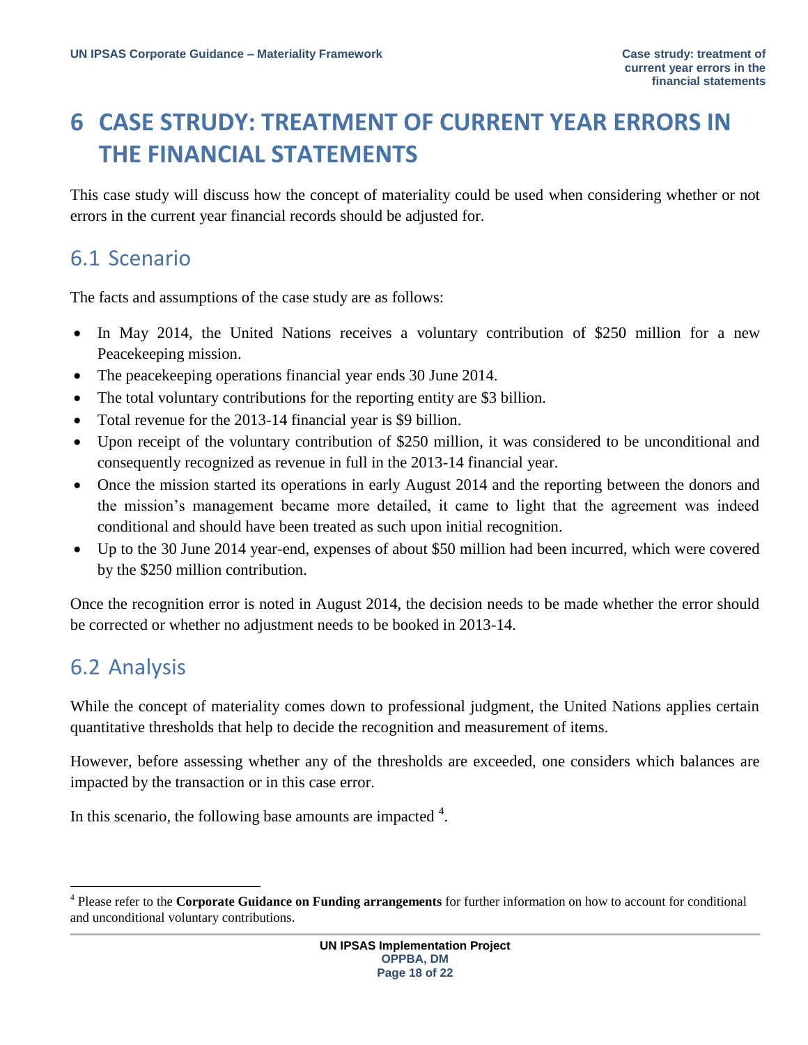# 6 CASE STRUDY: TREATMENT OF CURRENT YEAR ERRORS IN THE FINANCIAL STATEMENTS

This case study will discuss how the concept of materiality could be used when considering whether or not errors in the current year financial records should be adjusted for.

## 6.1 Scenario

The facts and assumptions of the case study are as follows:

- In May 2014, the United Nations receives a voluntary contribution of $250 million for a new Peacekeeping mission.
- The peacekeeping operations financial year ends 30 June 2014.
- The total voluntary contributions for the reporting entity are $3 billion.
- Total revenue for the 2013-14 financial year is $9 billion.
- Upon receipt of the voluntary contribution of $250 million, it was considered to be unconditional and consequently recognized as revenue in full in the 2013-14 financial year.
- Once the mission started its operations in early August 2014 and the reporting between the donors and the mission's management became more detailed, it came to light that the agreement was indeed conditional and should have been treated as such upon initial recognition.
- Up to the 30 June 2014 year-end, expenses of about $50 million had been incurred, which were covered by the $250 million contribution.

Once the recognition error is noted in August 2014, the decision needs to be made whether the error should be corrected or whether no adjustment needs to be booked in 2013-14.

## 6.2 Analysis

While the concept of materiality comes down to professional judgment, the United Nations applies certain quantitative thresholds that help to decide the recognition and measurement of items.

However, before assessing whether any of the thresholds are exceeded, one considers which balances are impacted by the transaction or in this case error.

In this scenario, the following base amounts are impacted [4].

[4] Please refer to the **Corporate Guidance on Funding arrangements** for further information on how to account for conditional and unconditional voluntary contributions.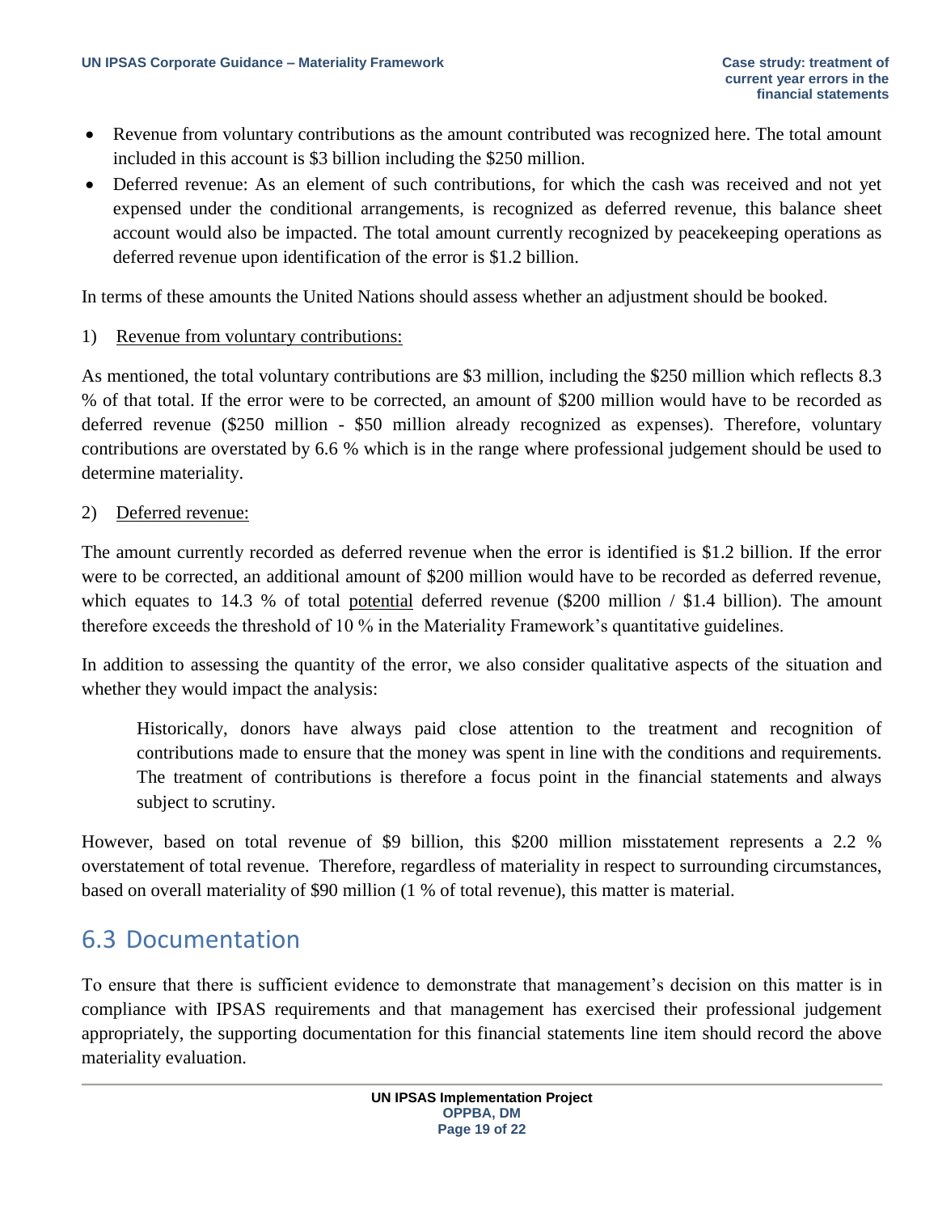- Revenue from voluntary contributions as the amount contributed was recognized here. The total amount included in this account is $3 billion including the $250 million.
- Deferred revenue: As an element of such contributions, for which the cash was received and not yet expensed under the conditional arrangements, is recognized as deferred revenue, this balance sheet account would also be impacted. The total amount currently recognized by peacekeeping operations as deferred revenue upon identification of the error is $1.2 billion.

In terms of these amounts the United Nations should assess whether an adjustment should be booked.

1) Revenue from voluntary contributions:

As mentioned, the total voluntary contributions are $3 million, including the $250 million which reflects 8.3 % of that total. If the error were to be corrected, an amount of $200 million would have to be recorded as deferred revenue ($250 million - $50 million already recognized as expenses). Therefore, voluntary contributions are overstated by 6.6 % which is in the range where professional judgement should be used to determine materiality.

2) Deferred revenue:

The amount currently recorded as deferred revenue when the error is identified is $1.2 billion. If the error were to be corrected, an additional amount of $200 million would have to be recorded as deferred revenue, which equates to 14.3 % of total potential deferred revenue ($200 million / $1.4 billion). The amount therefore exceeds the threshold of 10 % in the Materiality Framework's quantitative guidelines.

In addition to assessing the quantity of the error, we also consider qualitative aspects of the situation and whether they would impact the analysis:

> Historically, donors have always paid close attention to the treatment and recognition of contributions made to ensure that the money was spent in line with the conditions and requirements. The treatment of contributions is therefore a focus point in the financial statements and always subject to scrutiny.

However, based on total revenue of $9 billion, this $200 million misstatement represents a 2.2 % overstatement of total revenue. Therefore, regardless of materiality in respect to surrounding circumstances, based on overall materiality of $90 million (1 % of total revenue), this matter is material.

## 6.3 Documentation

To ensure that there is sufficient evidence to demonstrate that management's decision on this matter is in compliance with IPSAS requirements and that management has exercised their professional judgement appropriately, the supporting documentation for this financial statements line item should record the above materiality evaluation.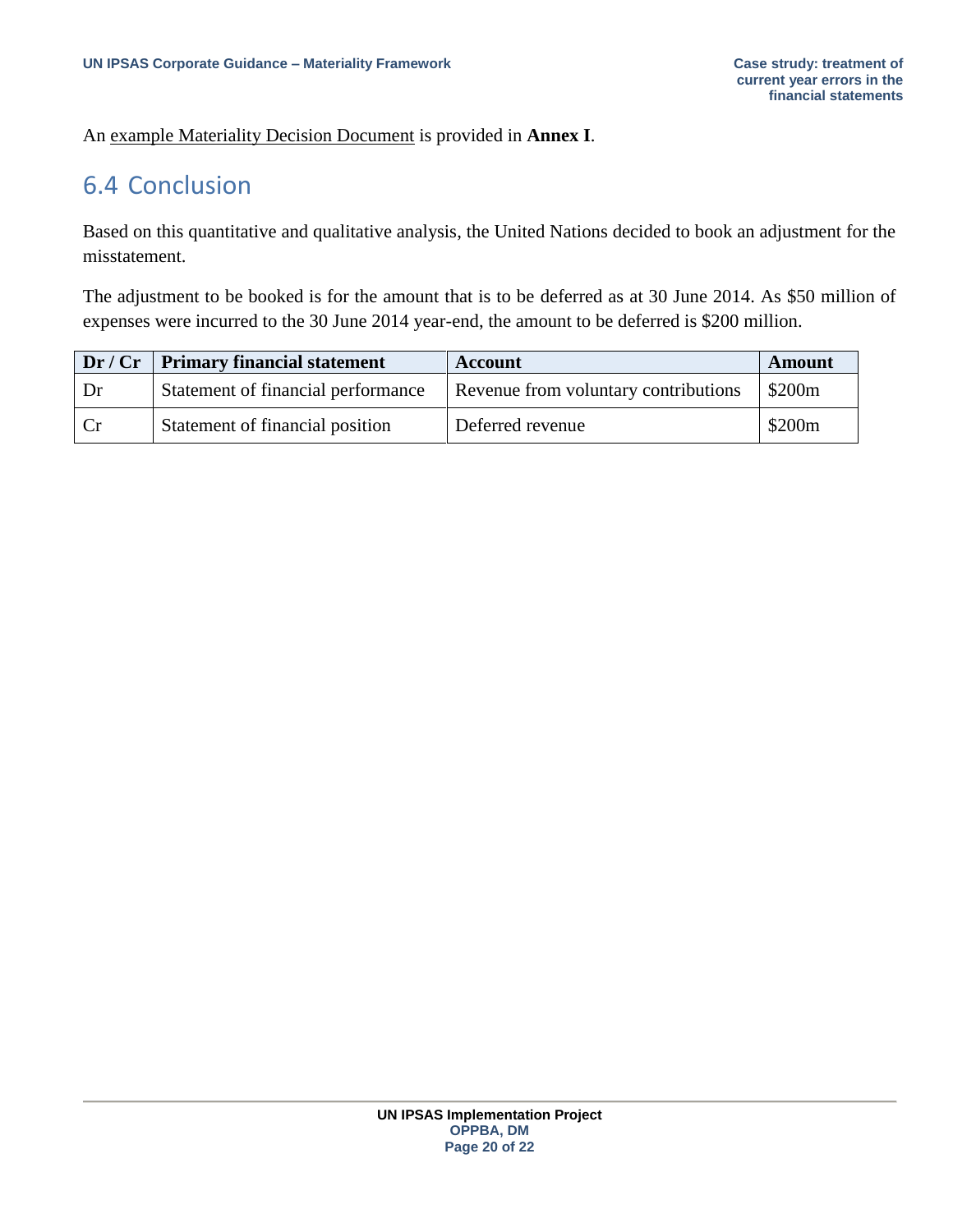An example Materiality Decision Document is provided in **Annex I**.

## 6.4 Conclusion

Based on this quantitative and qualitative analysis, the United Nations decided to book an adjustment for the misstatement.

The adjustment to be booked is for the amount that is to be deferred as at 30 June 2014. As $50 million of expenses were incurred to the 30 June 2014 year-end, the amount to be deferred is $200 million.

| Dr / Cr | Primary financial statement | Account | Amount |
| --- | --- | --- | --- |
| Dr | Statement of financial performance | Revenue from voluntary contributions | $200m |
| Cr | Statement of financial position | Deferred revenue | $200m |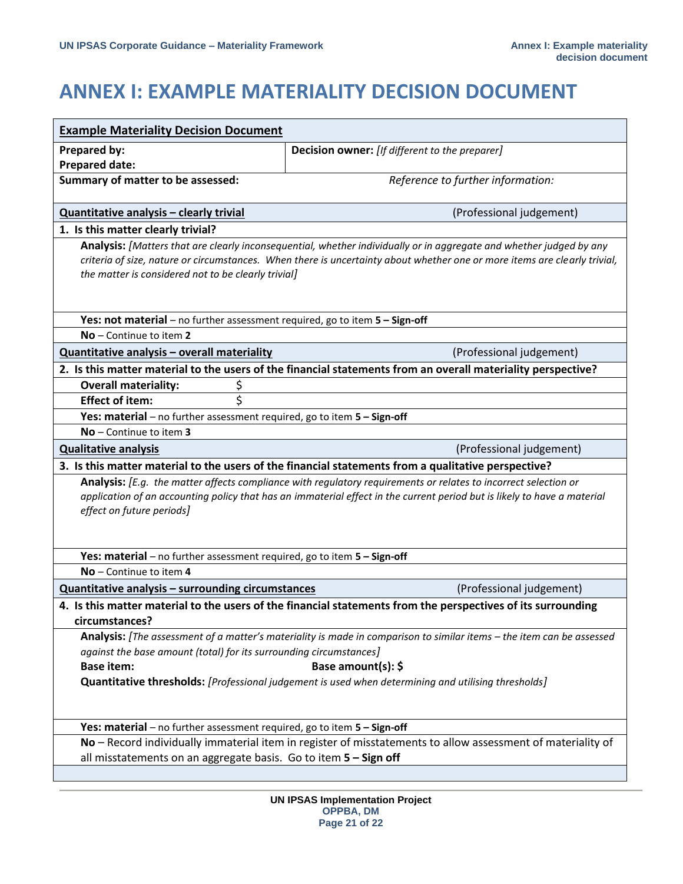# ANNEX I: EXAMPLE MATERIALITY DECISION DOCUMENT

| **Example Materiality Decision Document** | |
|---|---|
| **Prepared by:**<br>**Prepared date:** | **Decision owner:** *[If different to the preparer]* |
| **Summary of matter to be assessed:** | *Reference to further information:* |
| **Quantitative analysis – clearly trivial** | (Professional judgement) |
| **1. Is this matter clearly trivial?** | |
| **Analysis:** *[Matters that are clearly inconsequential, whether individually or in aggregate and whether judged by any criteria of size, nature or circumstances. When there is uncertainty about whether one or more items are clearly trivial, the matter is considered not to be clearly trivial]* | |
| **Yes: not material** – no further assessment required, go to item **5 – Sign-off** | |
| **No** – Continue to item **2** | |
| **Quantitative analysis – overall materiality** | (Professional judgement) |
| **2. Is this matter material to the users of the financial statements from an overall materiality perspective?** | |
| **Overall materiality:** $ | |
| **Effect of item:** $ | |
| **Yes: material** – no further assessment required, go to item **5 – Sign-off** | |
| **No** – Continue to item **3** | |
| **Qualitative analysis** | (Professional judgement) |
| **3. Is this matter material to the users of the financial statements from a qualitative perspective?** | |
| **Analysis:** *[E.g. the matter affects compliance with regulatory requirements or relates to incorrect selection or application of an accounting policy that has an immaterial effect in the current period but is likely to have a material effect on future periods]* | |
| **Yes: material** – no further assessment required, go to item **5 – Sign-off** | |
| **No** – Continue to item **4** | |
| **Quantitative analysis – surrounding circumstances** | (Professional judgement) |
| **4. Is this matter material to the users of the financial statements from the perspectives of its surrounding circumstances?** | |
| **Analysis:** *[The assessment of a matter's materiality is made in comparison to similar items – the item can be assessed against the base amount (total) for its surrounding circumstances]*<br>**Base item:** **Base amount(s): $**<br>**Quantitative thresholds:** *[Professional judgement is used when determining and utilising thresholds]* | |
| **Yes: material** – no further assessment required, go to item **5 – Sign-off** | |
| **No** – Record individually immaterial item in register of misstatements to allow assessment of materiality of all misstatements on an aggregate basis. Go to item **5 – Sign off** | |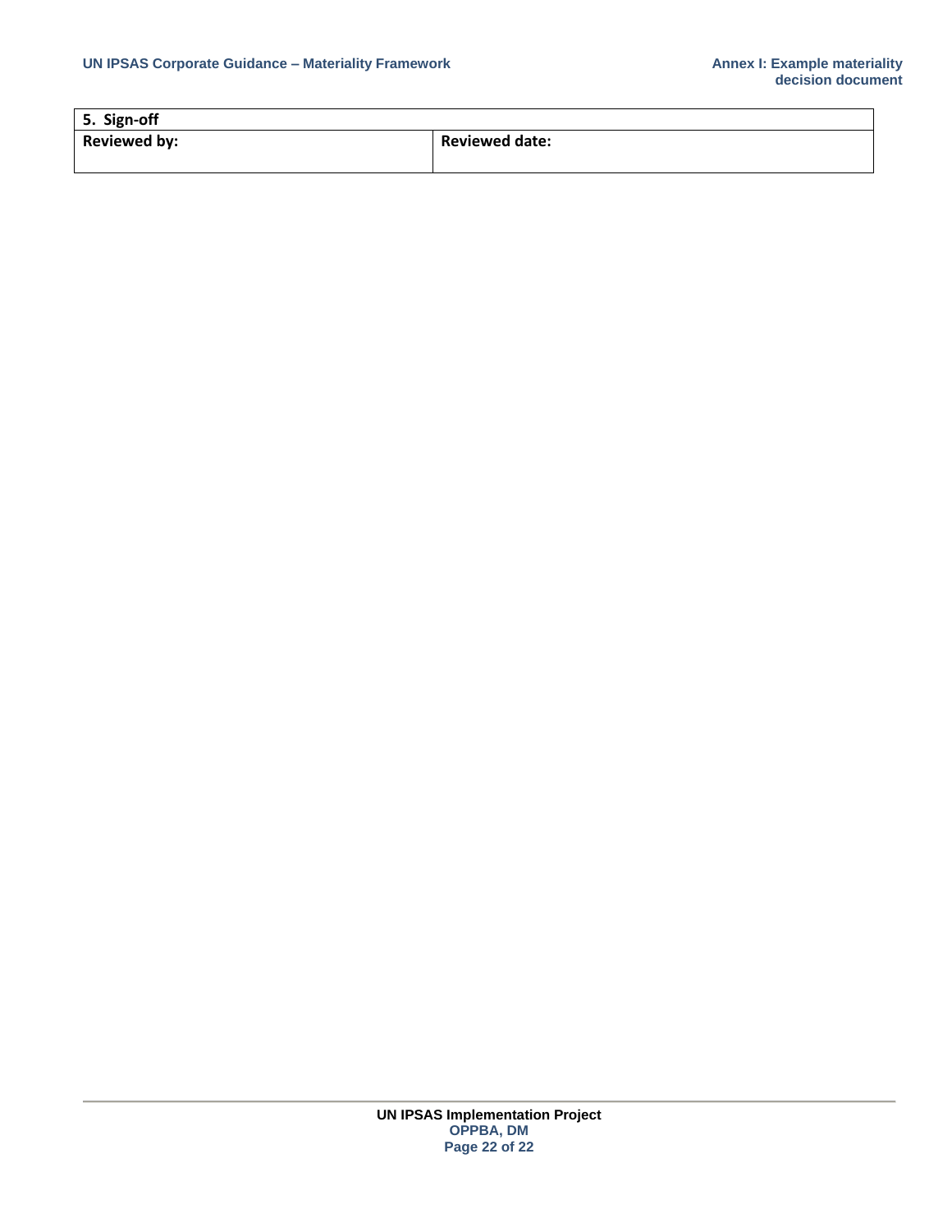| 5. Sign-off | |
| --- | --- |
| **Reviewed by:** | **Reviewed date:** |